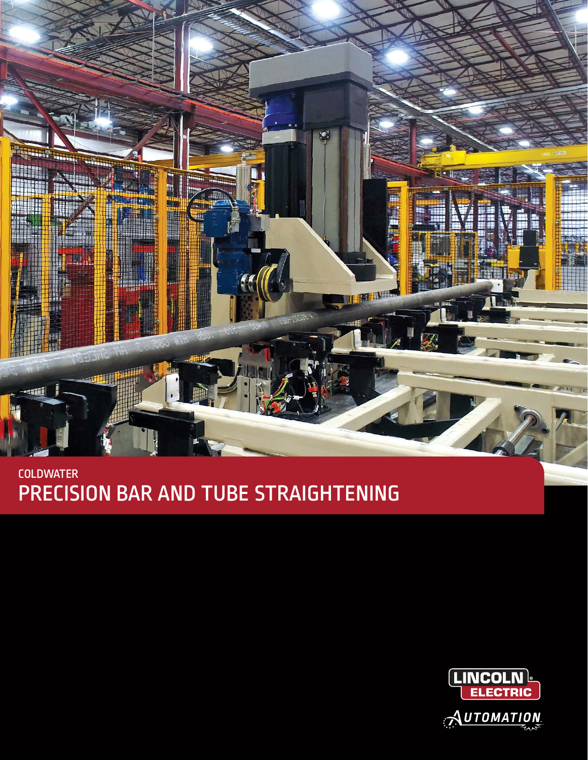COLDWATER

# PRECISION BAR AND TUBE STRAIGHTENING

LINCOLN ELECTRIC

AUTOMATION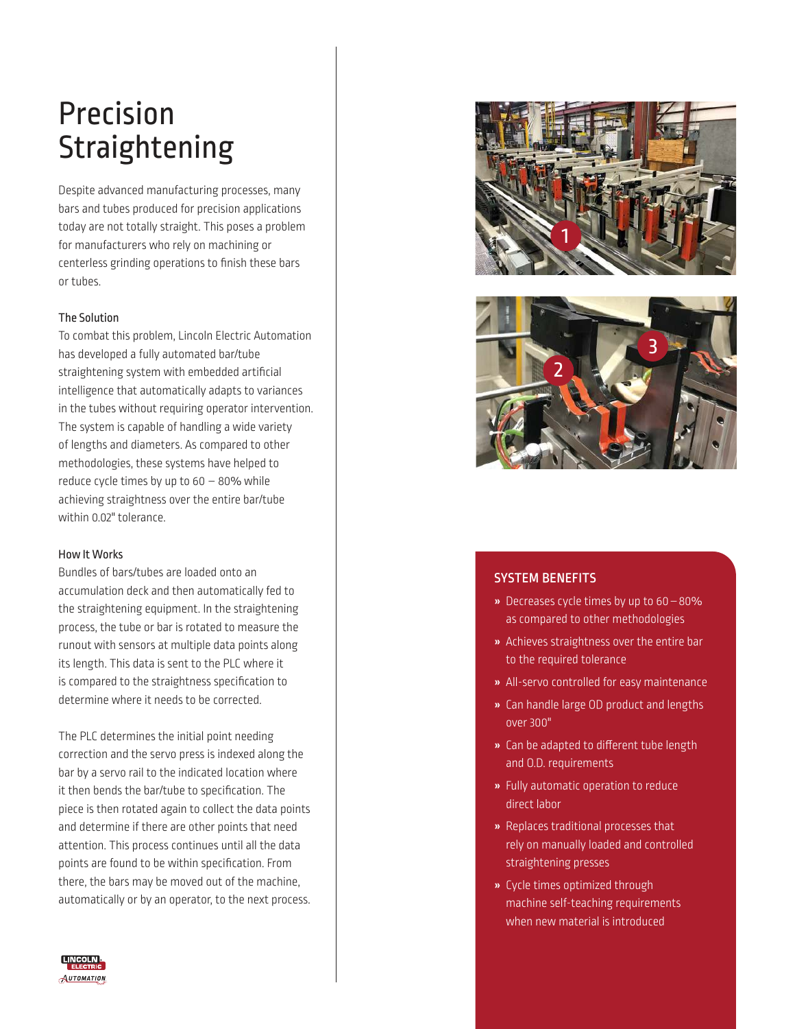# Precision Straightening

Despite advanced manufacturing processes, many bars and tubes produced for precision applications today are not totally straight. This poses a problem for manufacturers who rely on machining or centerless grinding operations to finish these bars or tubes.

### The Solution

To combat this problem, Lincoln Electric Automation has developed a fully automated bar/tube straightening system with embedded artificial intelligence that automatically adapts to variances in the tubes without requiring operator intervention. The system is capable of handling a wide variety of lengths and diameters. As compared to other methodologies, these systems have helped to reduce cycle times by up to 60 – 80% while achieving straightness over the entire bar/tube within 0.02" tolerance.

### How It Works

Bundles of bars/tubes are loaded onto an accumulation deck and then automatically fed to the straightening equipment. In the straightening process, the tube or bar is rotated to measure the runout with sensors at multiple data points along its length. This data is sent to the PLC where it is compared to the straightness specification to determine where it needs to be corrected.

The PLC determines the initial point needing correction and the servo press is indexed along the bar by a servo rail to the indicated location where it bends the bar/tube to specification. The piece is then rotated again to collect the data points and determine if there are other points that need attention. This process continues until all the data points are found to be within specification. From there, the bars may be moved out of the machine, automatically or by an operator, to the next process.

## SYSTEM BENEFITS

- Decreases cycle times by up to 60 – 80% as compared to other methodologies
- Achieves straightness over the entire bar to the required tolerance
- All-servo controlled for easy maintenance
- Can handle large OD product and lengths over 300"
- Can be adapted to different tube length and O.D. requirements
- Fully automatic operation to reduce direct labor
- Replaces traditional processes that rely on manually loaded and controlled straightening presses
- Cycle times optimized through machine self-teaching requirements when new material is introduced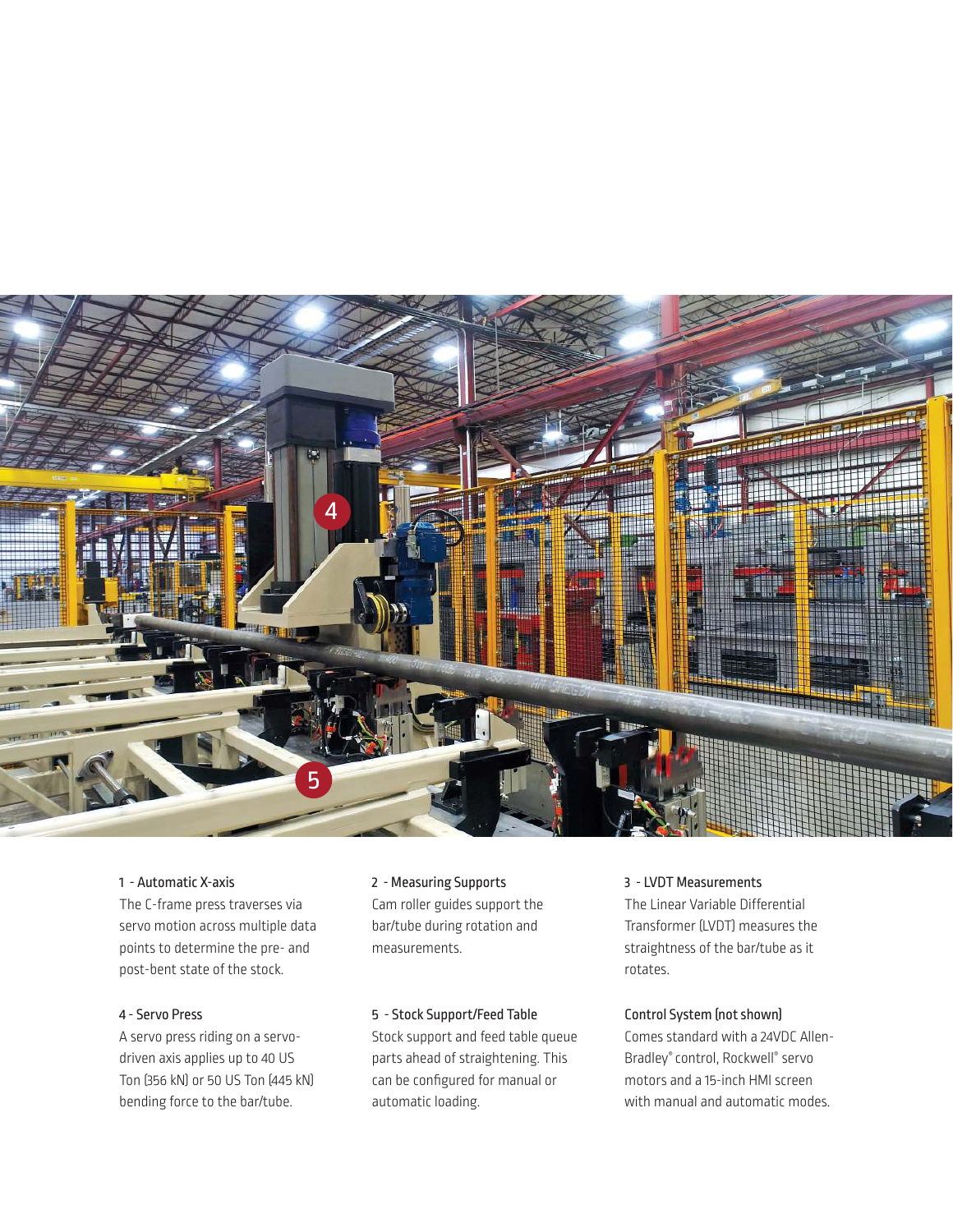### 1 - Automatic X-axis

The C-frame press traverses via servo motion across multiple data points to determine the pre- and post-bent state of the stock.

### 2 - Measuring Supports

Cam roller guides support the bar/tube during rotation and measurements.

### 3 - LVDT Measurements

The Linear Variable Differential Transformer (LVDT) measures the straightness of the bar/tube as it rotates.

### 4 - Servo Press

A servo press riding on a servo-driven axis applies up to 40 US Ton (356 kN) or 50 US Ton (445 kN) bending force to the bar/tube.

### 5 - Stock Support/Feed Table

Stock support and feed table queue parts ahead of straightening. This can be configured for manual or automatic loading.

### Control System (not shown)

Comes standard with a 24VDC Allen-Bradley® control, Rockwell® servo motors and a 15-inch HMI screen with manual and automatic modes.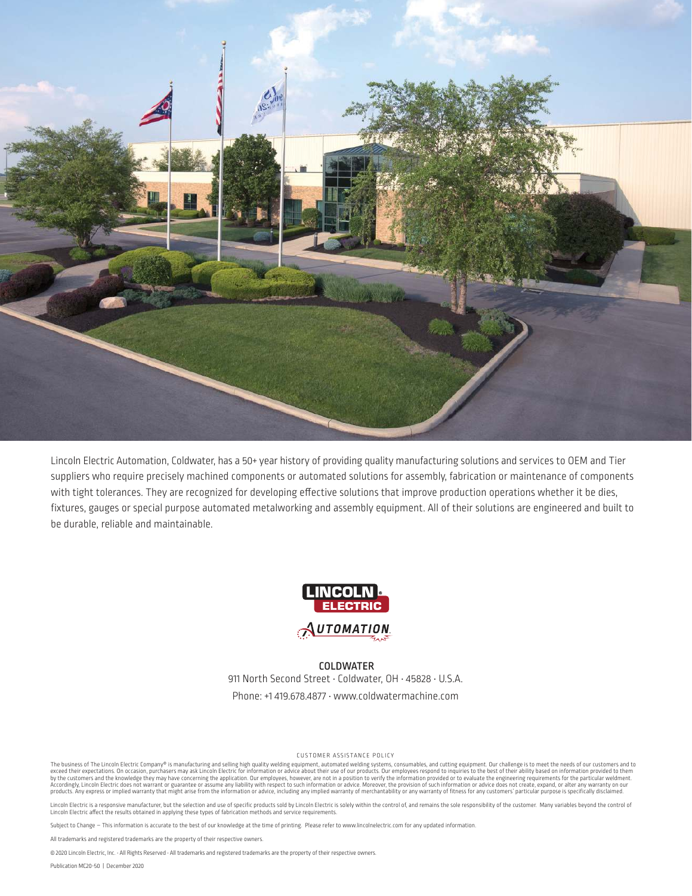Lincoln Electric Automation, Coldwater, has a 50+ year history of providing quality manufacturing solutions and services to OEM and Tier suppliers who require precisely machined components or automated solutions for assembly, fabrication or maintenance of components with tight tolerances. They are recognized for developing effective solutions that improve production operations whether it be dies, fixtures, gauges or special purpose automated metalworking and assembly equipment. All of their solutions are engineered and built to be durable, reliable and maintainable.

LINCOLN® ELECTRIC

AUTOMATION

**COLDWATER**

911 North Second Street · Coldwater, OH · 45828 · U.S.A.

Phone: +1 419.678.4877 · www.coldwatermachine.com

CUSTOMER ASSISTANCE POLICY

The business of The Lincoln Electric Company® is manufacturing and selling high quality welding equipment, automated welding systems, consumables, and cutting equipment. Our challenge is to meet the needs of our customers and to exceed their expectations. On occasion, purchasers may ask Lincoln Electric for information or advice about their use of our products. Our employees respond to inquiries to the best of their ability based on information provided to them by the customers and the knowledge they may have concerning the application. Our employees, however, are not in a position to verify the information provided or to evaluate the engineering requirements for the particular weldment. Accordingly, Lincoln Electric does not warrant or guarantee or assume any liability with respect to such information or advice. Moreover, the provision of such information or advice does not create, expand, or alter any warranty on our products. Any express or implied warranty that might arise from the information or advice, including any implied warranty of merchantability or any warranty of fitness for any customers' particular purpose is specifically disclaimed.

Lincoln Electric is a responsive manufacturer, but the selection and use of specific products sold by Lincoln Electric is solely within the control of, and remains the sole responsibility of the customer. Many variables beyond the control of Lincoln Electric affect the results obtained in applying these types of fabrication methods and service requirements.

Subject to Change — This information is accurate to the best of our knowledge at the time of printing. Please refer to www.lincolnelectric.com for any updated information.

All trademarks and registered trademarks are the property of their respective owners.

© 2020 Lincoln Electric, Inc. · All Rights Reserved · All trademarks and registered trademarks are the property of their respective owners.

Publication MC20-50 | December 2020